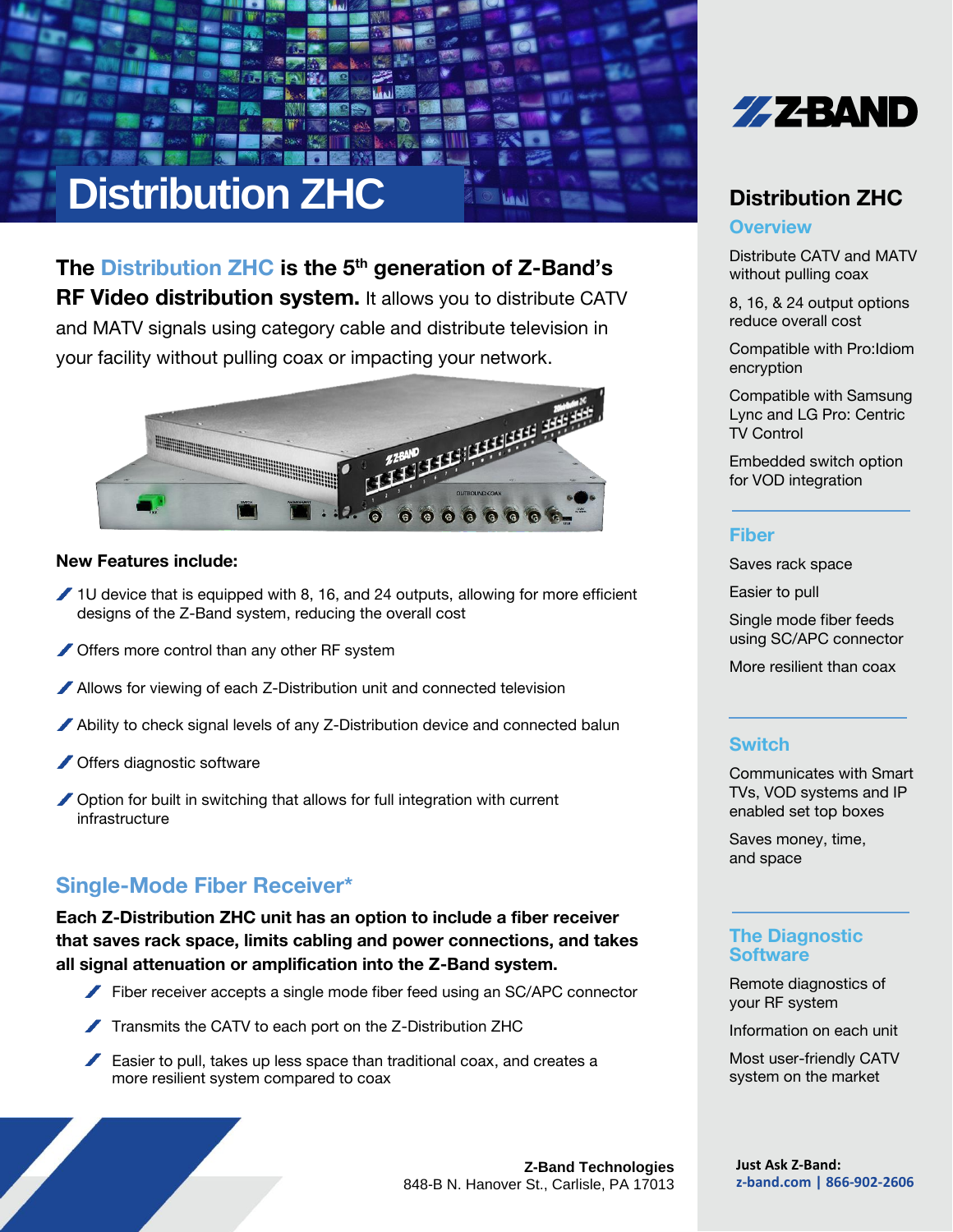# Distribution ZHC

**The Distribution ZHC is the 5th generation of Z-Band's RF Video distribution system.** It allows you to distribute CATV and MATV signals using category cable and distribute television in your facility without pulling coax or impacting your network.

**New Features include:**

- 1U device that is equipped with 8, 16, and 24 outputs, allowing for more efficient designs of the Z-Band system, reducing the overall cost
- Offers more control than any other RF system
- Allows for viewing of each Z-Distribution unit and connected television
- Ability to check signal levels of any Z-Distribution device and connected balun
- Offers diagnostic software
- Option for built in switching that allows for full integration with current infrastructure

## Single-Mode Fiber Receiver*

**Each Z-Distribution ZHC unit has an option to include a fiber receiver that saves rack space, limits cabling and power connections, and takes all signal attenuation or amplification into the Z-Band system.**

- Fiber receiver accepts a single mode fiber feed using an SC/APC connector
- Transmits the CATV to each port on the Z-Distribution ZHC
- Easier to pull, takes up less space than traditional coax, and creates a more resilient system compared to coax

**Z-Band Technologies**
848-B N. Hanover St., Carlisle, PA 17013

Z-BAND

## Distribution ZHC

### Overview

Distribute CATV and MATV without pulling coax

8, 16, & 24 output options reduce overall cost

Compatible with Pro:Idiom encryption

Compatible with Samsung Lync and LG Pro: Centric TV Control

Embedded switch option for VOD integration

### Fiber

Saves rack space

Easier to pull

Single mode fiber feeds using SC/APC connector

More resilient than coax

### Switch

Communicates with Smart TVs, VOD systems and IP enabled set top boxes

Saves money, time, and space

### The Diagnostic Software

Remote diagnostics of your RF system

Information on each unit

Most user-friendly CATV system on the market

**Just Ask Z-Band:**
z-band.com | 866-902-2606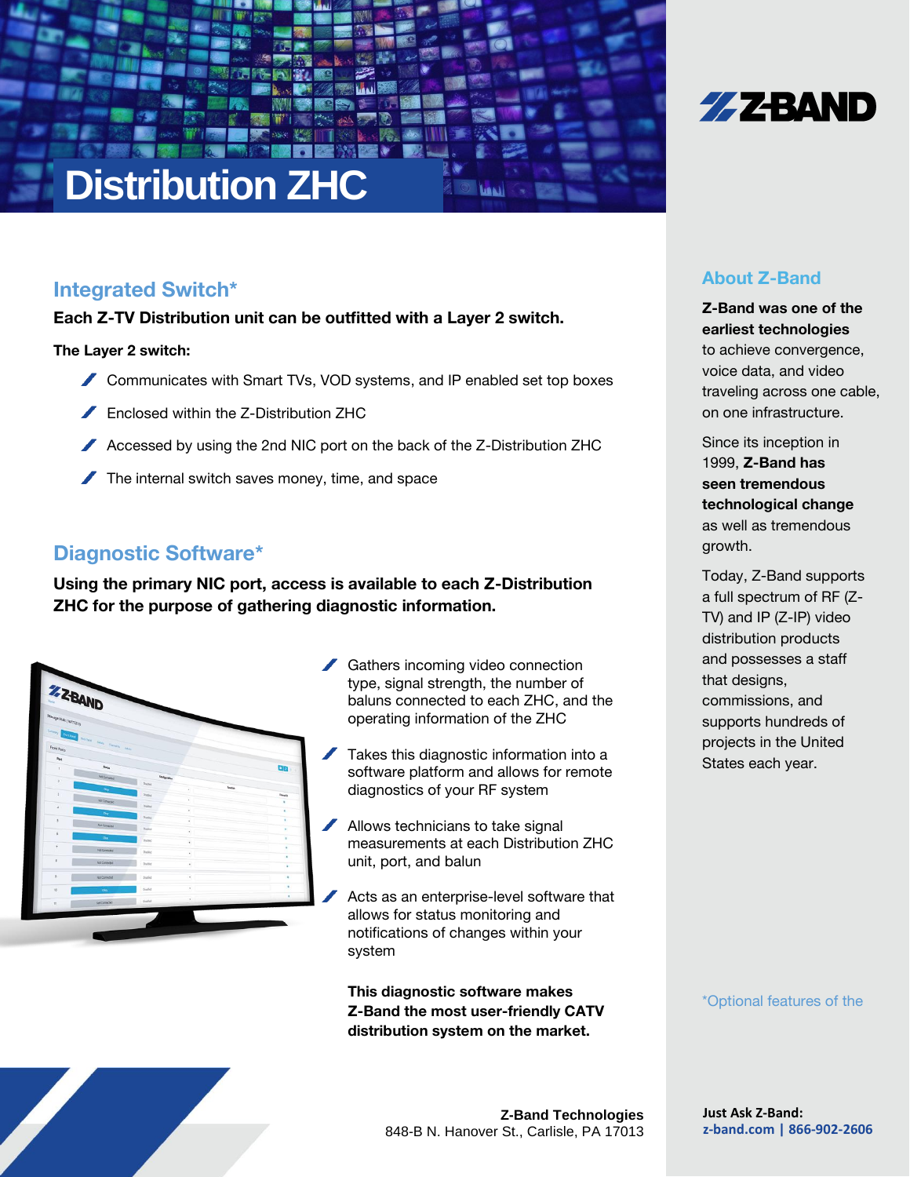# Distribution ZHC

## Integrated Switch*

**Each Z-TV Distribution unit can be outfitted with a Layer 2 switch.**

**The Layer 2 switch:**

- Communicates with Smart TVs, VOD systems, and IP enabled set top boxes
- Enclosed within the Z-Distribution ZHC
- Accessed by using the 2nd NIC port on the back of the Z-Distribution ZHC
- The internal switch saves money, time, and space

## Diagnostic Software*

**Using the primary NIC port, access is available to each Z-Distribution ZHC for the purpose of gathering diagnostic information.**

- Gathers incoming video connection type, signal strength, the number of baluns connected to each ZHC, and the operating information of the ZHC
- Takes this diagnostic information into a software platform and allows for remote diagnostics of your RF system
- Allows technicians to take signal measurements at each Distribution ZHC unit, port, and balun
- Acts as an enterprise-level software that allows for status monitoring and notifications of changes within your system

**This diagnostic software makes Z-Band the most user-friendly CATV distribution system on the market.**

## About Z-Band

**Z-Band was one of the earliest technologies** to achieve convergence, voice data, and video traveling across one cable, on one infrastructure.

Since its inception in 1999, **Z-Band has seen tremendous technological change** as well as tremendous growth.

Today, Z-Band supports a full spectrum of RF (Z-TV) and IP (Z-IP) video distribution products and possesses a staff that designs, commissions, and supports hundreds of projects in the United States each year.

*Optional features of the

**Z-Band Technologies**
848-B N. Hanover St., Carlisle, PA 17013

**Just Ask Z-Band:**
z-band.com | 866-902-2606